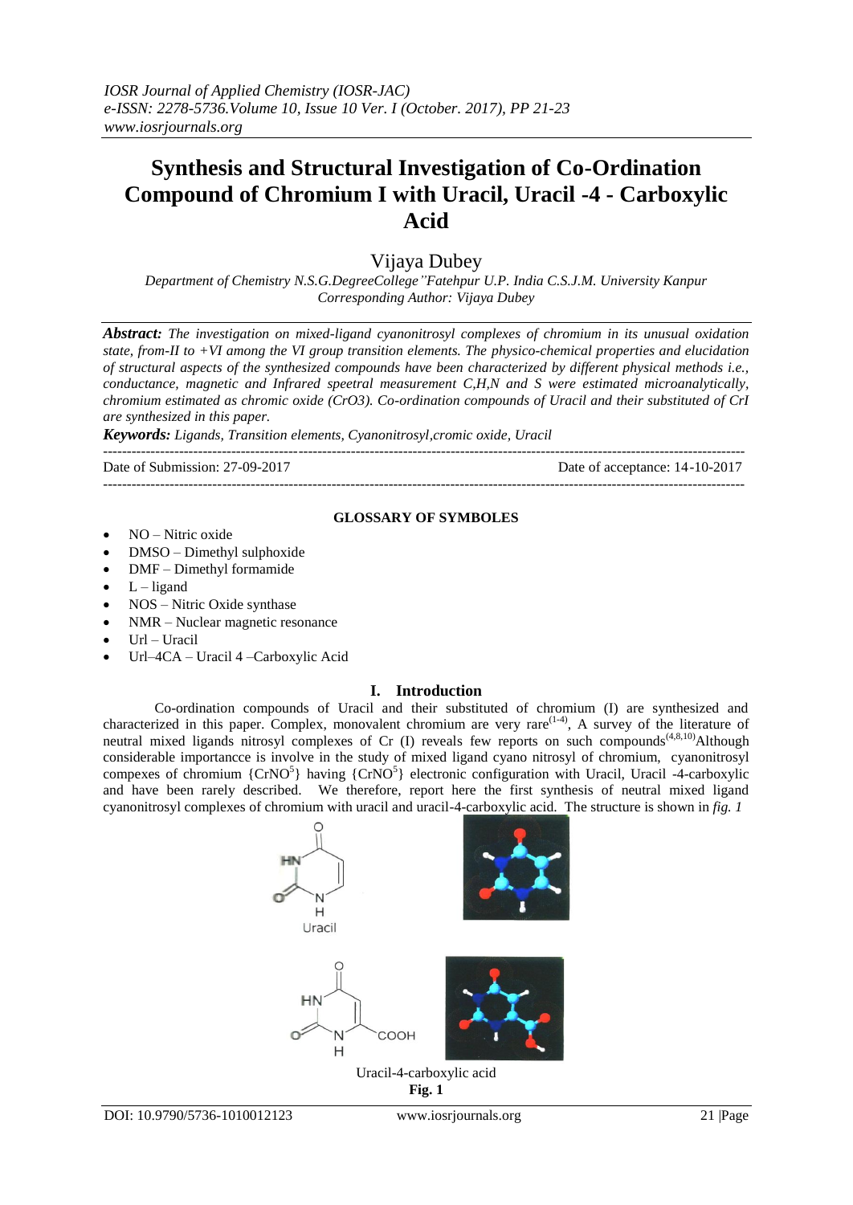# Synthesis and Structural Investigation of Co-Ordination Compound of Chromium I with Uracil, Uracil -4 - Carboxylic Acid

Vijaya Dubey

*Department of Chemistry N.S.G.DegreeCollege"Fatehpur U.P. India C.S.J.M. University Kanpur*
*Corresponding Author: Vijaya Dubey*

***Abstract:*** *The investigation on mixed-ligand cyanonitrosyl complexes of chromium in its unusual oxidation state, from-II to +VI among the VI group transition elements. The physico-chemical properties and elucidation of structural aspects of the synthesized compounds have been characterized by different physical methods i.e., conductance, magnetic and Infrared spectral measurement C,H,N and S were estimated microanalytically, chromium estimated as chromic oxide (CrO3). Co-ordination compounds of Uracil and their substituted of CrI are synthesized in this paper.*

***Keywords:*** *Ligands, Transition elements, Cyanonitrosyl,cromic oxide, Uracil*

---

Date of Submission: 27-09-2017 | Date of acceptance: 14-10-2017

---

**GLOSSARY OF SYMBOLES**

- NO – Nitric oxide
- DMSO – Dimethyl sulphoxide
- DMF – Dimethyl formamide
- L – ligand
- NOS – Nitric Oxide synthase
- NMR – Nuclear magnetic resonance
- Url – Uracil
- Url–4CA – Uracil 4 –Carboxylic Acid

## I. Introduction

Co-ordination compounds of Uracil and their substituted of chromium (I) are synthesized and characterized in this paper. Complex, monovalent chromium are very rare[1-4], A survey of the literature of neutral mixed ligands nitrosyl complexes of Cr (I) reveals few reports on such compounds[4,8,10]Although considerable importancce is involve in the study of mixed ligand cyano nitrosyl of chromium, cyanonitrosyl compexes of chromium $\{CrNO^5\}$ having $\{CrNO^5\}$ electronic configuration with Uracil, Uracil -4-carboxylic and have been rarely described. We therefore, report here the first synthesis of neutral mixed ligand cyanonitrosyl complexes of chromium with uracil and uracil-4-carboxylic acid. The structure is shown in *fig. 1*

Uracil

Uracil-4-carboxylic acid

**Fig. 1**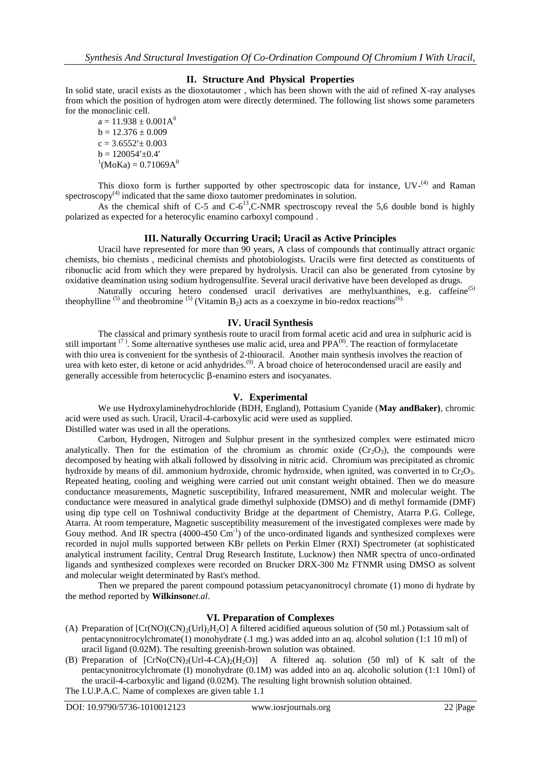## II. Structure And Physical Properties

In solid state, uracil exists as the dioxotautomer , which has been shown with the aid of refined X-ray analyses from which the position of hydrogen atom were directly determined. The following list shows some parameters for the monoclinic cell.

$a = 11.938 \pm 0.001A^0$
$b = 12.376 \pm 0.009$
$c = 3.6552' \pm 0.003$
$b = 120054' \pm 0.4'$
$^1(MoKa) = 0.71069A^0$

This dioxo form is further supported by other spectroscopic data for instance, UV-[4] and Raman spectroscopy[4] indicated that the same dioxo tautomer predominates in solution.

As the chemical shift of C-5 and $C\text{-}6^{13}$,C-NMR spectroscopy reveal the 5,6 double bond is highly polarized as expected for a heterocylic enamino carboxyl compound .

## III. Naturally Occurring Uracil; Uracil as Active Principles

Uracil have represented for more than 90 years, A class of compounds that continually attract organic chemists, bio chemists , medicinal chemists and photobiologists. Uracils were first detected as constituents of ribonuclic acid from which they were prepared by hydrolysis. Uracil can also be generated from cytosine by oxidative deamination using sodium hydrogensulfite. Several uracil derivative have been developed as drugs.

Naturally occuring hetero condensed uracil derivatives are methylxanthines, e.g. caffeine[5] theophylline [5] and theobromine [5] (Vitamin $B_2$) acts as a coexzyme in bio-redox reactions[6].

## IV. Uracil Synthesis

The classical and primary synthesis route to uracil from formal acetic acid and urea in sulphuric acid is still important [7]. Some alternative syntheses use malic acid, urea and PPA[8]. The reaction of formylacetate with thio urea is convenient for the synthesis of 2-thiouracil. Another main synthesis involves the reaction of urea with keto ester, di ketone or acid anhydrides.[9]. A broad choice of heterocondensed uracil are easily and generally accessible from heterocyclic β-enamino esters and isocyanates.

## V. Experimental

We use Hydroxylaminehydrochloride (BDH, England), Pottasium Cyanide (**May andBaker)**, chromic acid were used as such. Uracil, Uracil-4-carboxylic acid were used as supplied.
Distilled water was used in all the operations.

Carbon, Hydrogen, Nitrogen and Sulphur present in the synthesized complex were estimated micro analytically. Then for the estimation of the chromium as chromic oxide ($Cr_2O_3$), the compounds were decomposed by heating with alkali followed by dissolving in nitric acid. Chromium was precipitated as chromic hydroxide by means of dil. ammonium hydroxide, chromic hydroxide, when ignited, was converted in to $Cr_2O_3$. Repeated heating, cooling and weighing were carried out unit constant weight obtained. Then we do measure conductance measurements, Magnetic susceptibility, Infrared measurement, NMR and molecular weight. The conductance were measured in analytical grade dimethyl sulphoxide (DMSO) and di methyl formamide (DMF) using dip type cell on Toshniwal conductivity Bridge at the department of Chemistry, Atarra P.G. College, Atarra. At room temperature, Magnetic susceptibility measurement of the investigated complexes were made by Gouy method. And IR spectra (4000-450 $Cm^{-1}$) of the unco-ordinated ligands and synthesized complexes were recorded in nujol mulls supported between KBr pellets on Perkin Elmer (RXI) Spectrometer (at sophisticated analytical instrument facility, Central Drug Research Institute, Lucknow) then NMR spectra of unco-ordinated ligands and synthesized complexes were recorded on Brucker DRX-300 Mz FTNMR using DMSO as solvent and molecular weight determinated by Rast's method.

Then we prepared the parent compound potassium petacyanonitrocyl chromate (1) mono di hydrate by the method reported by **Wilkinson***et.al*.

## VI. Preparation of Complexes

(A) Preparation of $[Cr(NO)(CN)_2(Url)_2H_2O]$ A filtered acidified aqueous solution of (50 ml.) Potassium salt of pentacynonitrocylchromate(1) monohydrate (.1 mg.) was added into an aq. alcohol solution (1:1 10 ml) of uracil ligand (0.02M). The resulting greenish-brown solution was obtained.

(B) Preparation of $[CrNo(CN)_2(Url\text{-}4\text{-}CA)_2(H_2O)]$ A filtered aq. solution (50 ml) of K salt of the pentacynonitrocylchromate (I) monohydrate (0.1M) was added into an aq. alcoholic solution (1:1 10ml) of the uracil-4-carboxylic and ligand (0.02M). The resulting light brownish solution obtained.

The I.U.P.A.C. Name of complexes are given table 1.1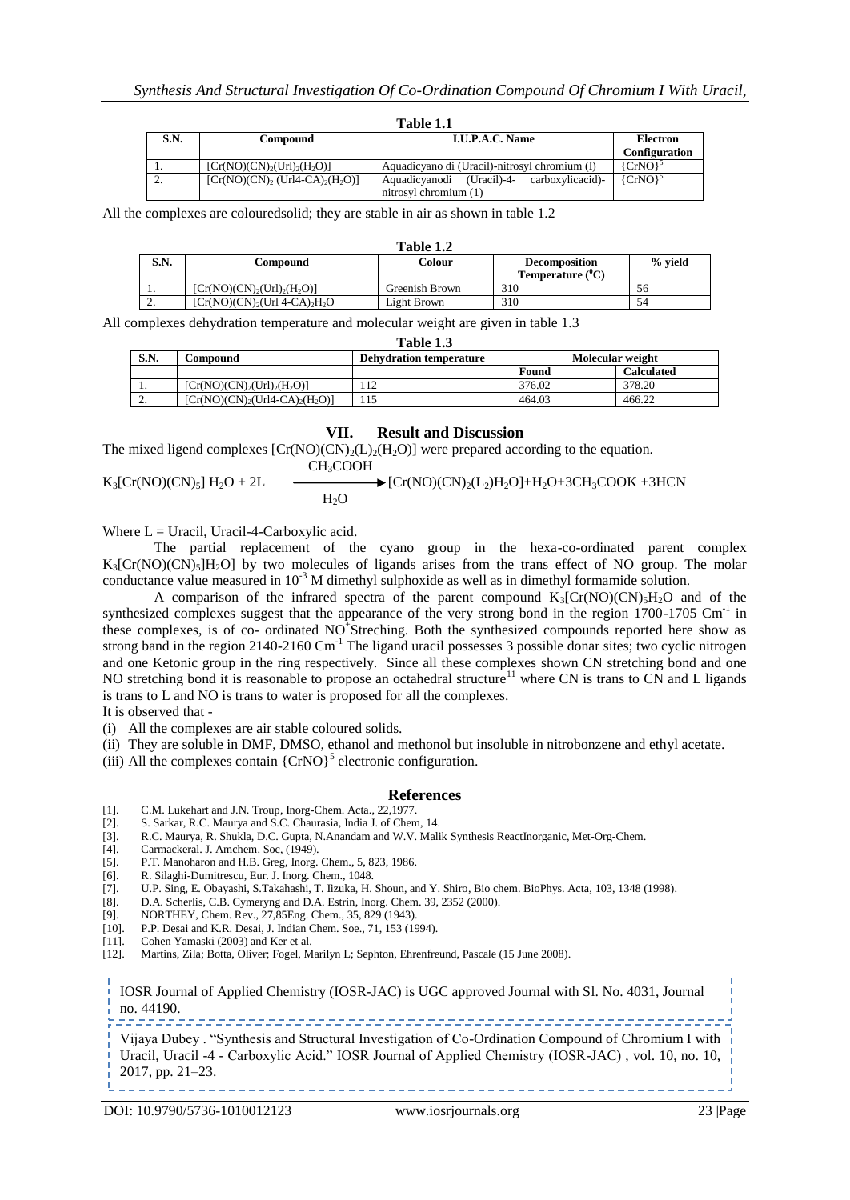**Table 1.1**

| S.N. | Compound | I.U.P.A.C. Name | Electron Configuration |
|---|---|---|---|
| 1. | $[Cr(NO)(CN)_2(Url)_2(H_2O)]$ | Aquadicyano di (Uracil)-nitrosyl chromium (I) | $\{CrNO\}^5$ |
| 2. | $[Cr(NO)(CN)_2 (Url4\text{-}CA)_2(H_2O)]$ | Aquadicyanodi (Uracil)-4- carboxylicacid)-nitrosyl chromium (1) | $\{CrNO\}^5$ |

All the complexes are colouredsolid; they are stable in air as shown in table 1.2

**Table 1.2**

| S.N. | Compound | Colour | Decomposition Temperature ($^0$C) | % yield |
|---|---|---|---|---|
| 1. | $[Cr(NO)(CN)_2(Url)_2(H_2O)]$ | Greenish Brown | 310 | 56 |
| 2. | $[Cr(NO)(CN)_2(Url\ 4\text{-}CA)_2H_2O$ | Light Brown | 310 | 54 |

All complexes dehydration temperature and molecular weight are given in table 1.3

**Table 1.3**

| S.N. | Compound | Dehydration temperature | Molecular weight | |
|---|---|---|---|---|
| | | | Found | Calculated |
| 1. | $[Cr(NO)(CN)_2(Url)_2(H_2O)]$ | 112 | 376.02 | 378.20 |
| 2. | $[Cr(NO)(CN)_2(Url4\text{-}CA)_2(H_2O)]$ | 115 | 464.03 | 466.22 |

## VII. Result and Discussion

The mixed ligend complexes $[Cr(NO)(CN)_2(L)_2(H_2O)]$ were prepared according to the equation.

$$K_3[Cr(NO)(CN)_5]\ H_2O + 2L \xrightarrow[H_2O]{CH_3COOH} [Cr(NO)(CN)_2(L_2)H_2O]+H_2O+3CH_3COOK +3HCN$$

Where L = Uracil, Uracil-4-Carboxylic acid.

The partial replacement of the cyano group in the hexa-co-ordinated parent complex $K_3[Cr(NO)(CN)_5]H_2O]$ by two molecules of ligands arises from the trans effect of NO group. The molar conductance value measured in $10^{-3}$ M dimethyl sulphoxide as well as in dimethyl formamide solution.

A comparison of the infrared spectra of the parent compound $K_3[Cr(NO)(CN)_5H_2O$ and of the synthesized complexes suggest that the appearance of the very strong bond in the region 1700-1705 $Cm^{-1}$ in these complexes, is of co- ordinated $NO^+$Streching. Both the synthesized compounds reported here show as strong band in the region 2140-2160 $Cm^{-1}$ The ligand uracil possesses 3 possible donar sites; two cyclic nitrogen and one Ketonic group in the ring respectively. Since all these complexes shown CN stretching bond and one NO stretching bond it is reasonable to propose an octahedral structure[11] where CN is trans to CN and L ligands is trans to L and NO is trans to water is proposed for all the complexes.

It is observed that -

(i) All the complexes are air stable coloured solids.

(ii) They are soluble in DMF, DMSO, ethanol and methonol but insoluble in nitrobonzene and ethyl acetate.

(iii) All the complexes contain $\{CrNO\}^5$ electronic configuration.

## References

[1]. C.M. Lukehart and J.N. Troup, Inorg-Chem. Acta., 22,1977.
[2]. S. Sarkar, R.C. Maurya and S.C. Chaurasia, India J. of Chem, 14.
[3]. R.C. Maurya, R. Shukla, D.C. Gupta, N.Anandam and W.V. Malik Synthesis ReactInorganic, Met-Org-Chem.
[4]. Carmackeral. J. Amchem. Soc, (1949).
[5]. P.T. Manoharon and H.B. Greg, Inorg. Chem., 5, 823, 1986.
[6]. R. Silaghi-Dumitrescu, Eur. J. Inorg. Chem., 1048.
[7]. U.P. Sing, E. Obayashi, S.Takahashi, T. Iizuka, H. Shoun, and Y. Shiro, Bio chem. BioPhys. Acta, 103, 1348 (1998).
[8]. D.A. Scherlis, C.B. Cymeryng and D.A. Estrin, Inorg. Chem. 39, 2352 (2000).
[9]. NORTHEY, Chem. Rev., 27,85Eng. Chem., 35, 829 (1943).
[10]. P.P. Desai and K.R. Desai, J. Indian Chem. Soe., 71, 153 (1994).
[11]. Cohen Yamaski (2003) and Ker et al.
[12]. Martins, Zila; Botta, Oliver; Fogel, Marilyn L; Sephton, Ehrenfreund, Pascale (15 June 2008).

IOSR Journal of Applied Chemistry (IOSR-JAC) is UGC approved Journal with Sl. No. 4031, Journal no. 44190.

Vijaya Dubey . "Synthesis and Structural Investigation of Co-Ordination Compound of Chromium I with Uracil, Uracil -4 - Carboxylic Acid." IOSR Journal of Applied Chemistry (IOSR-JAC) , vol. 10, no. 10, 2017, pp. 21–23.